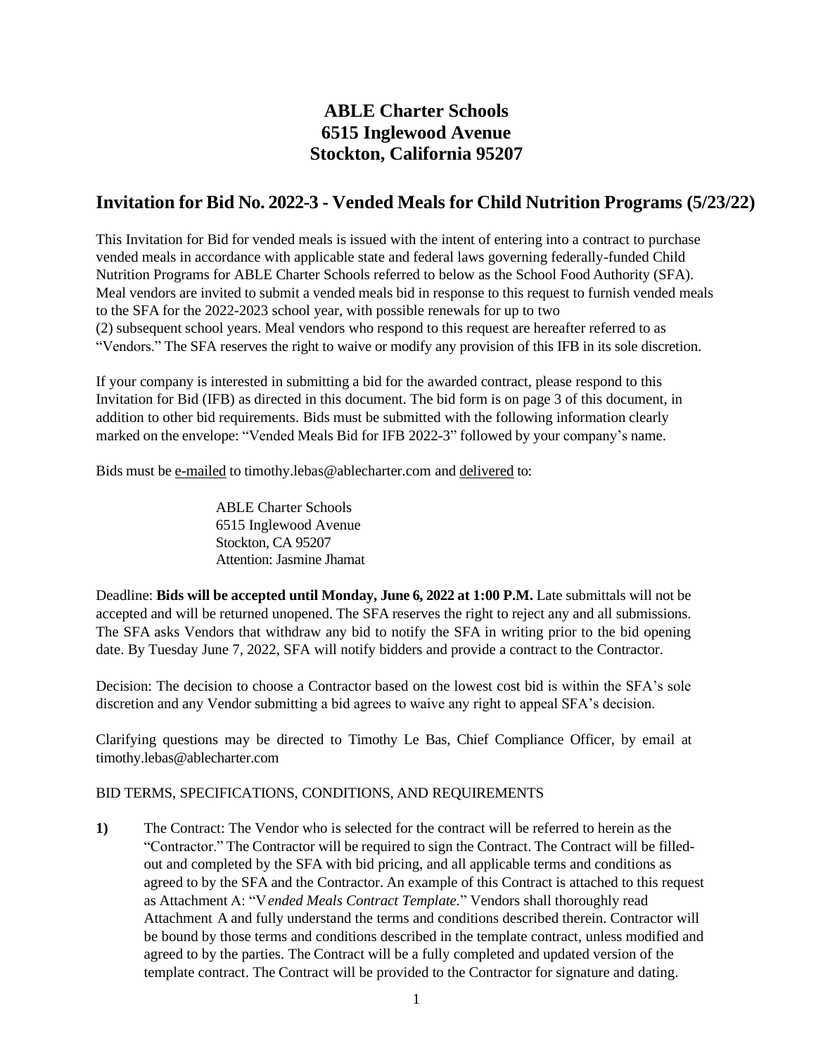# ABLE Charter Schools
# 6515 Inglewood Avenue
# Stockton, California 95207

## Invitation for Bid No. 2022-3 - Vended Meals for Child Nutrition Programs (5/23/22)

This Invitation for Bid for vended meals is issued with the intent of entering into a contract to purchase vended meals in accordance with applicable state and federal laws governing federally-funded Child Nutrition Programs for ABLE Charter Schools referred to below as the School Food Authority (SFA). Meal vendors are invited to submit a vended meals bid in response to this request to furnish vended meals to the SFA for the 2022-2023 school year, with possible renewals for up to two (2) subsequent school years. Meal vendors who respond to this request are hereafter referred to as "Vendors." The SFA reserves the right to waive or modify any provision of this IFB in its sole discretion.

If your company is interested in submitting a bid for the awarded contract, please respond to this Invitation for Bid (IFB) as directed in this document. The bid form is on page 3 of this document, in addition to other bid requirements. Bids must be submitted with the following information clearly marked on the envelope: "Vended Meals Bid for IFB 2022-3" followed by your company's name.

Bids must be e-mailed to timothy.lebas@ablecharter.com and delivered to:

ABLE Charter Schools
6515 Inglewood Avenue
Stockton, CA 95207
Attention: Jasmine Jhamat

Deadline: **Bids will be accepted until Monday, June 6, 2022 at 1:00 P.M.** Late submittals will not be accepted and will be returned unopened. The SFA reserves the right to reject any and all submissions. The SFA asks Vendors that withdraw any bid to notify the SFA in writing prior to the bid opening date. By Tuesday June 7, 2022, SFA will notify bidders and provide a contract to the Contractor.

Decision: The decision to choose a Contractor based on the lowest cost bid is within the SFA's sole discretion and any Vendor submitting a bid agrees to waive any right to appeal SFA's decision.

Clarifying questions may be directed to Timothy Le Bas, Chief Compliance Officer, by email at timothy.lebas@ablecharter.com

BID TERMS, SPECIFICATIONS, CONDITIONS, AND REQUIREMENTS

**1)** The Contract: The Vendor who is selected for the contract will be referred to herein as the "Contractor." The Contractor will be required to sign the Contract. The Contract will be filled-out and completed by the SFA with bid pricing, and all applicable terms and conditions as agreed to by the SFA and the Contractor. An example of this Contract is attached to this request as Attachment A: "V*ended Meals Contract Template.*" Vendors shall thoroughly read Attachment A and fully understand the terms and conditions described therein. Contractor will be bound by those terms and conditions described in the template contract, unless modified and agreed to by the parties. The Contract will be a fully completed and updated version of the template contract. The Contract will be provided to the Contractor for signature and dating.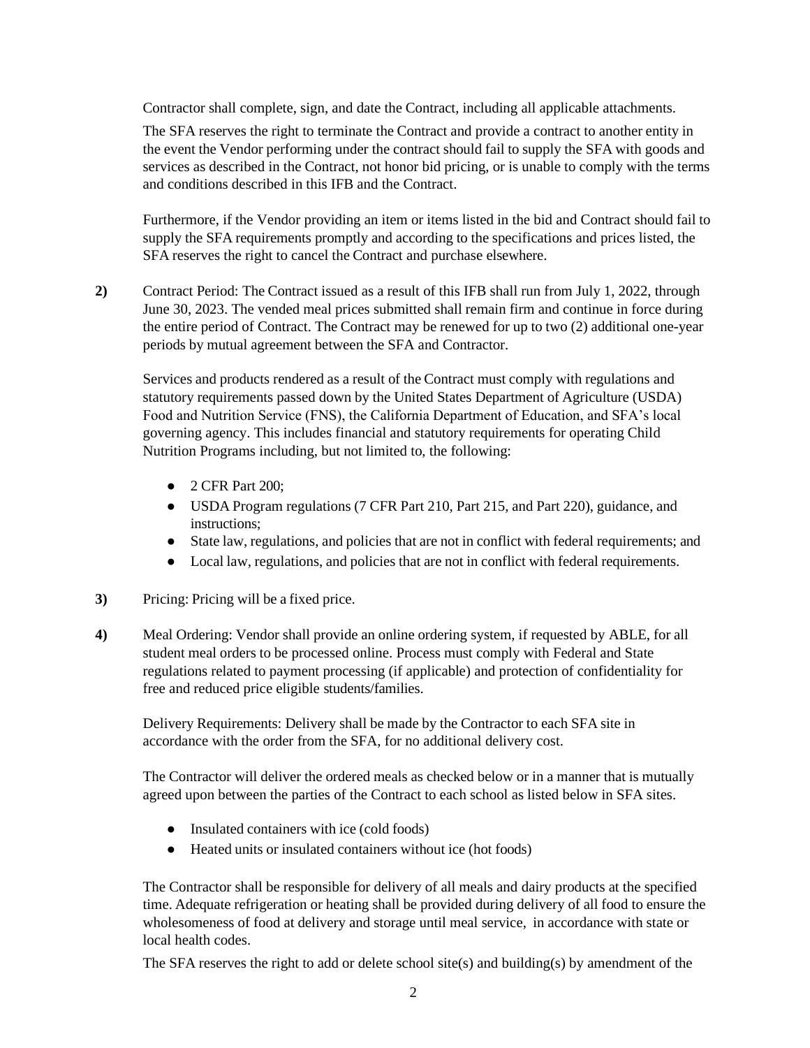Contractor shall complete, sign, and date the Contract, including all applicable attachments.

The SFA reserves the right to terminate the Contract and provide a contract to another entity in the event the Vendor performing under the contract should fail to supply the SFA with goods and services as described in the Contract, not honor bid pricing, or is unable to comply with the terms and conditions described in this IFB and the Contract.

Furthermore, if the Vendor providing an item or items listed in the bid and Contract should fail to supply the SFA requirements promptly and according to the specifications and prices listed, the SFA reserves the right to cancel the Contract and purchase elsewhere.

**2)** Contract Period: The Contract issued as a result of this IFB shall run from July 1, 2022, through June 30, 2023. The vended meal prices submitted shall remain firm and continue in force during the entire period of Contract. The Contract may be renewed for up to two (2) additional one-year periods by mutual agreement between the SFA and Contractor.

Services and products rendered as a result of the Contract must comply with regulations and statutory requirements passed down by the United States Department of Agriculture (USDA) Food and Nutrition Service (FNS), the California Department of Education, and SFA's local governing agency. This includes financial and statutory requirements for operating Child Nutrition Programs including, but not limited to, the following:

- 2 CFR Part 200;
- USDA Program regulations (7 CFR Part 210, Part 215, and Part 220), guidance, and instructions;
- State law, regulations, and policies that are not in conflict with federal requirements; and
- Local law, regulations, and policies that are not in conflict with federal requirements.

**3)** Pricing: Pricing will be a fixed price.

**4)** Meal Ordering: Vendor shall provide an online ordering system, if requested by ABLE, for all student meal orders to be processed online. Process must comply with Federal and State regulations related to payment processing (if applicable) and protection of confidentiality for free and reduced price eligible students/families.

Delivery Requirements: Delivery shall be made by the Contractor to each SFA site in accordance with the order from the SFA, for no additional delivery cost.

The Contractor will deliver the ordered meals as checked below or in a manner that is mutually agreed upon between the parties of the Contract to each school as listed below in SFA sites.

- Insulated containers with ice (cold foods)
- Heated units or insulated containers without ice (hot foods)

The Contractor shall be responsible for delivery of all meals and dairy products at the specified time. Adequate refrigeration or heating shall be provided during delivery of all food to ensure the wholesomeness of food at delivery and storage until meal service, in accordance with state or local health codes.

The SFA reserves the right to add or delete school site(s) and building(s) by amendment of the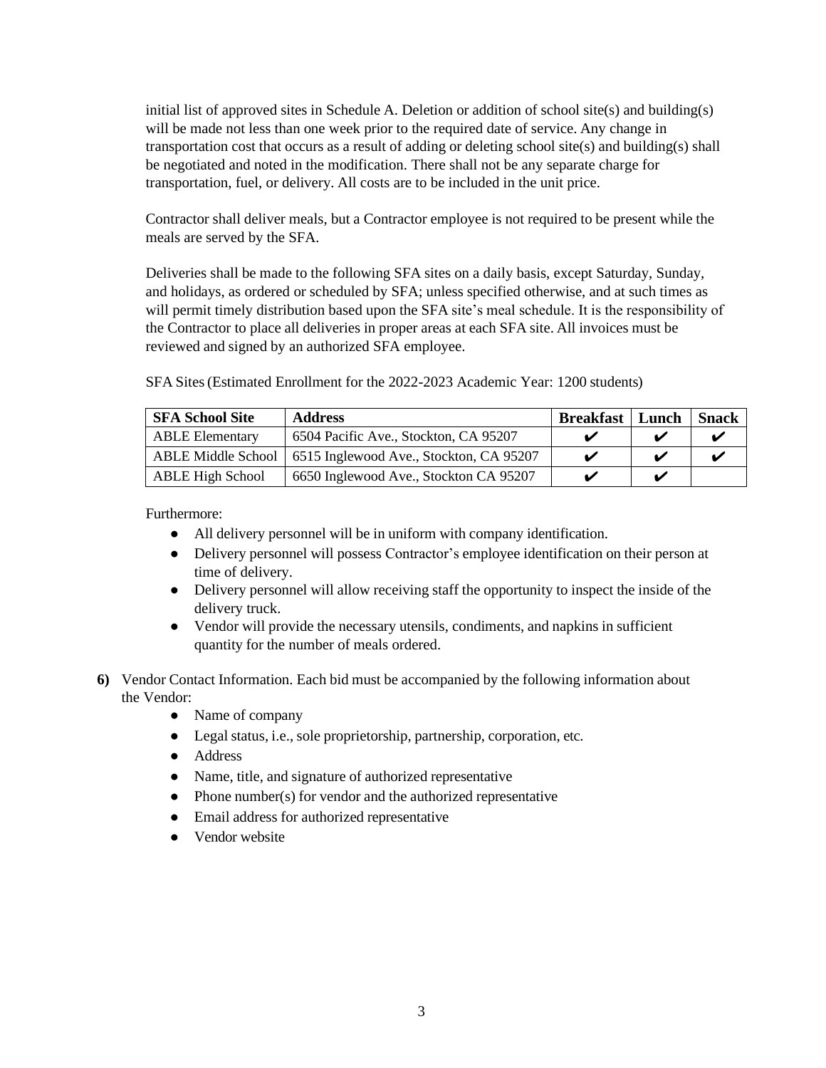initial list of approved sites in Schedule A. Deletion or addition of school site(s) and building(s) will be made not less than one week prior to the required date of service. Any change in transportation cost that occurs as a result of adding or deleting school site(s) and building(s) shall be negotiated and noted in the modification. There shall not be any separate charge for transportation, fuel, or delivery. All costs are to be included in the unit price.

Contractor shall deliver meals, but a Contractor employee is not required to be present while the meals are served by the SFA.

Deliveries shall be made to the following SFA sites on a daily basis, except Saturday, Sunday, and holidays, as ordered or scheduled by SFA; unless specified otherwise, and at such times as will permit timely distribution based upon the SFA site's meal schedule. It is the responsibility of the Contractor to place all deliveries in proper areas at each SFA site. All invoices must be reviewed and signed by an authorized SFA employee.

SFA Sites (Estimated Enrollment for the 2022-2023 Academic Year: 1200 students)

| SFA School Site | Address | Breakfast | Lunch | Snack |
|---|---|---|---|---|
| ABLE Elementary | 6504 Pacific Ave., Stockton, CA 95207 | ✔ | ✔ | ✔ |
| ABLE Middle School | 6515 Inglewood Ave., Stockton, CA 95207 | ✔ | ✔ | ✔ |
| ABLE High School | 6650 Inglewood Ave., Stockton CA 95207 | ✔ | ✔ | |

Furthermore:

- All delivery personnel will be in uniform with company identification.
- Delivery personnel will possess Contractor's employee identification on their person at time of delivery.
- Delivery personnel will allow receiving staff the opportunity to inspect the inside of the delivery truck.
- Vendor will provide the necessary utensils, condiments, and napkins in sufficient quantity for the number of meals ordered.

**6)** Vendor Contact Information. Each bid must be accompanied by the following information about the Vendor:

- Name of company
- Legal status, i.e., sole proprietorship, partnership, corporation, etc.
- Address
- Name, title, and signature of authorized representative
- Phone number(s) for vendor and the authorized representative
- Email address for authorized representative
- Vendor website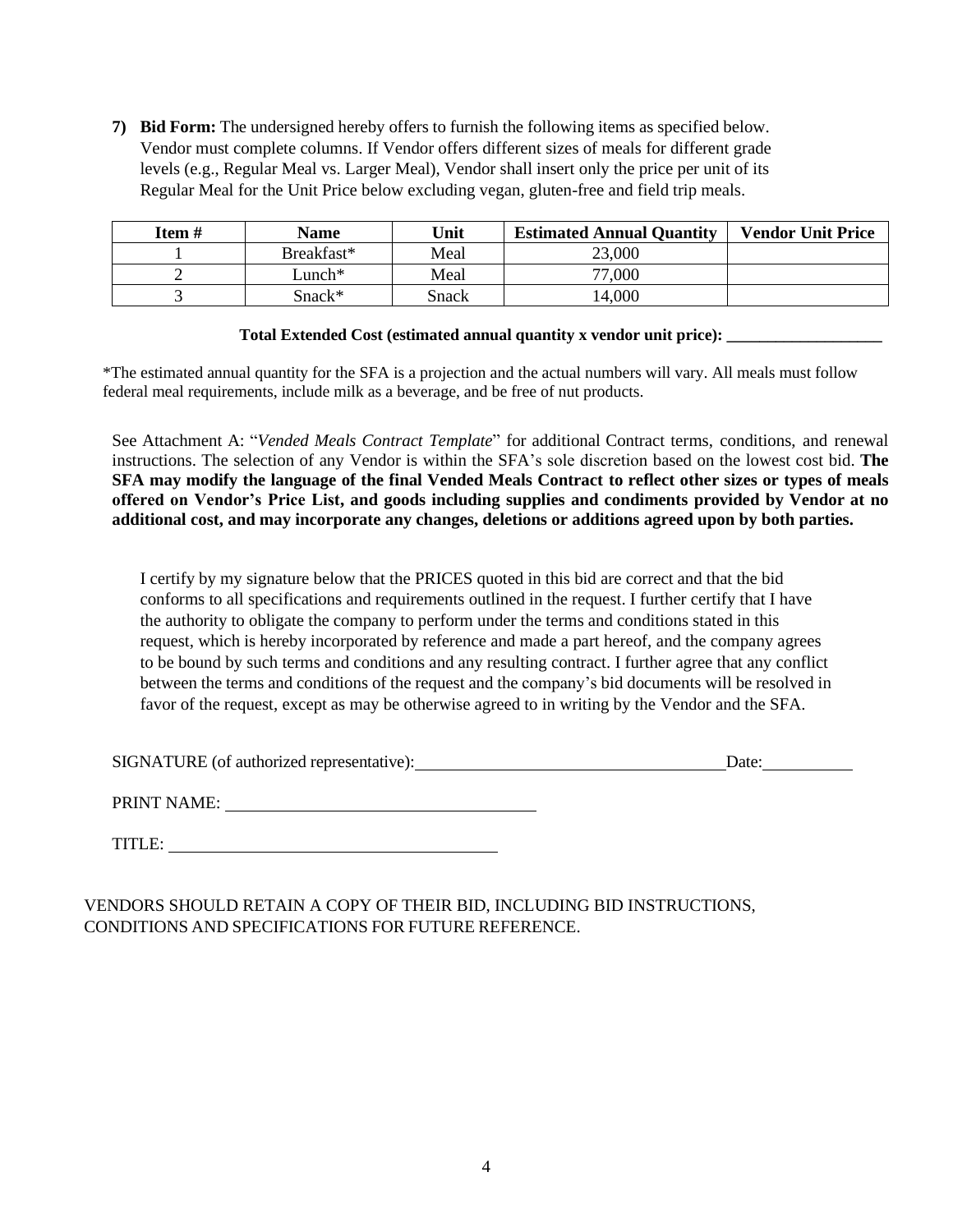**7) Bid Form:** The undersigned hereby offers to furnish the following items as specified below. Vendor must complete columns. If Vendor offers different sizes of meals for different grade levels (e.g., Regular Meal vs. Larger Meal), Vendor shall insert only the price per unit of its Regular Meal for the Unit Price below excluding vegan, gluten-free and field trip meals.

| Item # | Name | Unit | Estimated Annual Quantity | Vendor Unit Price |
|---|---|---|---|---|
| 1 | Breakfast* | Meal | 23,000 | |
| 2 | Lunch* | Meal | 77,000 | |
| 3 | Snack* | Snack | 14,000 | |

**Total Extended Cost (estimated annual quantity x vendor unit price): ___________________**

*The estimated annual quantity for the SFA is a projection and the actual numbers will vary. All meals must follow federal meal requirements, include milk as a beverage, and be free of nut products.

See Attachment A: "*Vended Meals Contract Template*" for additional Contract terms, conditions, and renewal instructions. The selection of any Vendor is within the SFA's sole discretion based on the lowest cost bid. **The SFA may modify the language of the final Vended Meals Contract to reflect other sizes or types of meals offered on Vendor's Price List, and goods including supplies and condiments provided by Vendor at no additional cost, and may incorporate any changes, deletions or additions agreed upon by both parties.**

I certify by my signature below that the PRICES quoted in this bid are correct and that the bid conforms to all specifications and requirements outlined in the request. I further certify that I have the authority to obligate the company to perform under the terms and conditions stated in this request, which is hereby incorporated by reference and made a part hereof, and the company agrees to be bound by such terms and conditions and any resulting contract. I further agree that any conflict between the terms and conditions of the request and the company's bid documents will be resolved in favor of the request, except as may be otherwise agreed to in writing by the Vendor and the SFA.

SIGNATURE (of authorized representative): ____________________________________ Date: __________

PRINT NAME: ____________________________________

TITLE: ____________________________________

VENDORS SHOULD RETAIN A COPY OF THEIR BID, INCLUDING BID INSTRUCTIONS, CONDITIONS AND SPECIFICATIONS FOR FUTURE REFERENCE.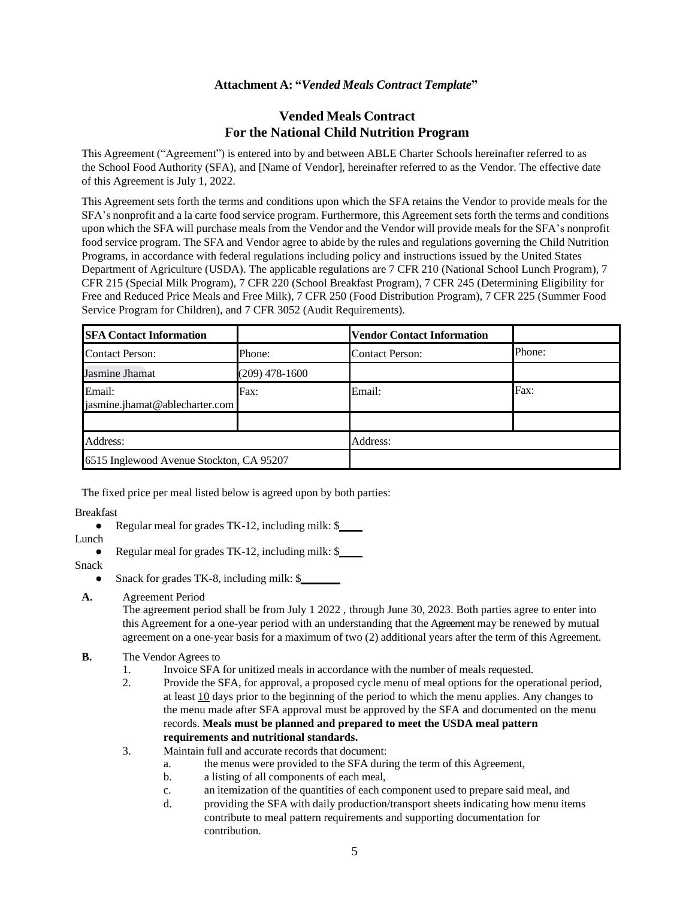**Attachment A: "*Vended Meals Contract Template*"**

## Vended Meals Contract
## For the National Child Nutrition Program

This Agreement ("Agreement") is entered into by and between ABLE Charter Schools hereinafter referred to as the School Food Authority (SFA), and [Name of Vendor], hereinafter referred to as the Vendor. The effective date of this Agreement is July 1, 2022.

This Agreement sets forth the terms and conditions upon which the SFA retains the Vendor to provide meals for the SFA's nonprofit and a la carte food service program. Furthermore, this Agreement sets forth the terms and conditions upon which the SFA will purchase meals from the Vendor and the Vendor will provide meals for the SFA's nonprofit food service program. The SFA and Vendor agree to abide by the rules and regulations governing the Child Nutrition Programs, in accordance with federal regulations including policy and instructions issued by the United States Department of Agriculture (USDA). The applicable regulations are 7 CFR 210 (National School Lunch Program), 7 CFR 215 (Special Milk Program), 7 CFR 220 (School Breakfast Program), 7 CFR 245 (Determining Eligibility for Free and Reduced Price Meals and Free Milk), 7 CFR 250 (Food Distribution Program), 7 CFR 225 (Summer Food Service Program for Children), and 7 CFR 3052 (Audit Requirements).

| **SFA Contact Information** | | **Vendor Contact Information** | |
|---|---|---|---|
| Contact Person: | Phone: | Contact Person: | Phone: |
| Jasmine Jhamat | (209) 478-1600 | | |
| Email: jasmine.jhamat@ablecharter.com | Fax: | Email: | Fax: |
| | | | |
| Address: | | Address: | |
| 6515 Inglewood Avenue Stockton, CA 95207 | | | |

The fixed price per meal listed below is agreed upon by both parties:

Breakfast
- Regular meal for grades TK-12, including milk: $____

Lunch
- Regular meal for grades TK-12, including milk: $____

Snack
- Snack for grades TK-8, including milk: $_______

**A.** Agreement Period
The agreement period shall be from July 1 2022 , through June 30, 2023. Both parties agree to enter into this Agreement for a one-year period with an understanding that the Agreement may be renewed by mutual agreement on a one-year basis for a maximum of two (2) additional years after the term of this Agreement.

**B.** The Vendor Agrees to
1. Invoice SFA for unitized meals in accordance with the number of meals requested.
2. Provide the SFA, for approval, a proposed cycle menu of meal options for the operational period, at least 10 days prior to the beginning of the period to which the menu applies. Any changes to the menu made after SFA approval must be approved by the SFA and documented on the menu records. **Meals must be planned and prepared to meet the USDA meal pattern requirements and nutritional standards.**
3. Maintain full and accurate records that document:
   a. the menus were provided to the SFA during the term of this Agreement,
   b. a listing of all components of each meal,
   c. an itemization of the quantities of each component used to prepare said meal, and
   d. providing the SFA with daily production/transport sheets indicating how menu items contribute to meal pattern requirements and supporting documentation for contribution.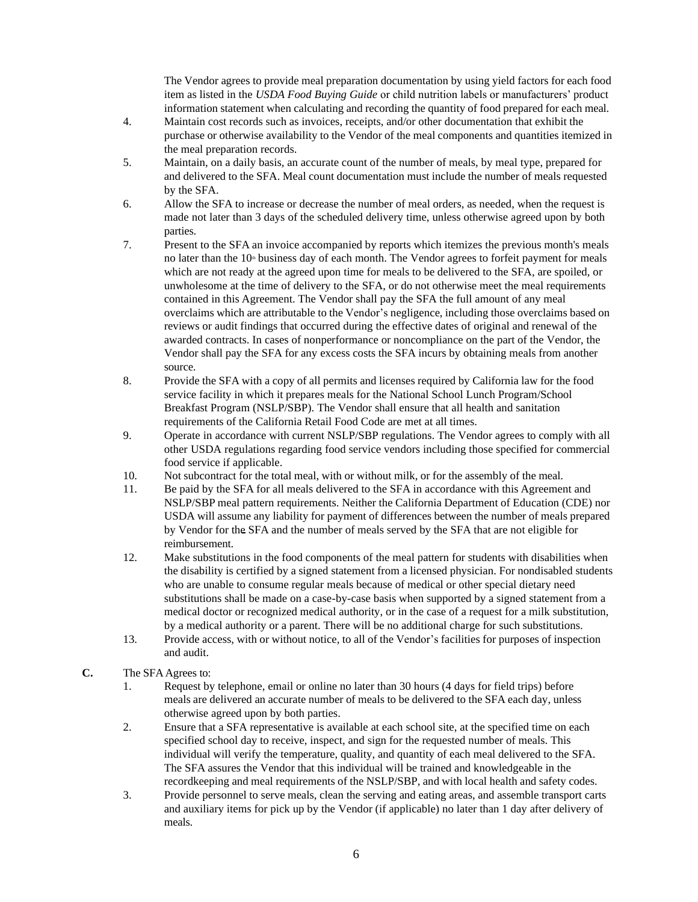The Vendor agrees to provide meal preparation documentation by using yield factors for each food item as listed in the *USDA Food Buying Guide* or child nutrition labels or manufacturers' product information statement when calculating and recording the quantity of food prepared for each meal.

4. Maintain cost records such as invoices, receipts, and/or other documentation that exhibit the purchase or otherwise availability to the Vendor of the meal components and quantities itemized in the meal preparation records.
5. Maintain, on a daily basis, an accurate count of the number of meals, by meal type, prepared for and delivered to the SFA. Meal count documentation must include the number of meals requested by the SFA.
6. Allow the SFA to increase or decrease the number of meal orders, as needed, when the request is made not later than 3 days of the scheduled delivery time, unless otherwise agreed upon by both parties.
7. Present to the SFA an invoice accompanied by reports which itemizes the previous month's meals no later than the 10th business day of each month. The Vendor agrees to forfeit payment for meals which are not ready at the agreed upon time for meals to be delivered to the SFA, are spoiled, or unwholesome at the time of delivery to the SFA, or do not otherwise meet the meal requirements contained in this Agreement. The Vendor shall pay the SFA the full amount of any meal overclaims which are attributable to the Vendor's negligence, including those overclaims based on reviews or audit findings that occurred during the effective dates of original and renewal of the awarded contracts. In cases of nonperformance or noncompliance on the part of the Vendor, the Vendor shall pay the SFA for any excess costs the SFA incurs by obtaining meals from another source.
8. Provide the SFA with a copy of all permits and licenses required by California law for the food service facility in which it prepares meals for the National School Lunch Program/School Breakfast Program (NSLP/SBP). The Vendor shall ensure that all health and sanitation requirements of the California Retail Food Code are met at all times.
9. Operate in accordance with current NSLP/SBP regulations. The Vendor agrees to comply with all other USDA regulations regarding food service vendors including those specified for commercial food service if applicable.
10. Not subcontract for the total meal, with or without milk, or for the assembly of the meal.
11. Be paid by the SFA for all meals delivered to the SFA in accordance with this Agreement and NSLP/SBP meal pattern requirements. Neither the California Department of Education (CDE) nor USDA will assume any liability for payment of differences between the number of meals prepared by Vendor for the SFA and the number of meals served by the SFA that are not eligible for reimbursement.
12. Make substitutions in the food components of the meal pattern for students with disabilities when the disability is certified by a signed statement from a licensed physician. For nondisabled students who are unable to consume regular meals because of medical or other special dietary need substitutions shall be made on a case-by-case basis when supported by a signed statement from a medical doctor or recognized medical authority, or in the case of a request for a milk substitution, by a medical authority or a parent. There will be no additional charge for such substitutions.
13. Provide access, with or without notice, to all of the Vendor's facilities for purposes of inspection and audit.

**C.** The SFA Agrees to:

1. Request by telephone, email or online no later than 30 hours (4 days for field trips) before meals are delivered an accurate number of meals to be delivered to the SFA each day, unless otherwise agreed upon by both parties.
2. Ensure that a SFA representative is available at each school site, at the specified time on each specified school day to receive, inspect, and sign for the requested number of meals. This individual will verify the temperature, quality, and quantity of each meal delivered to the SFA. The SFA assures the Vendor that this individual will be trained and knowledgeable in the recordkeeping and meal requirements of the NSLP/SBP, and with local health and safety codes.
3. Provide personnel to serve meals, clean the serving and eating areas, and assemble transport carts and auxiliary items for pick up by the Vendor (if applicable) no later than 1 day after delivery of meals.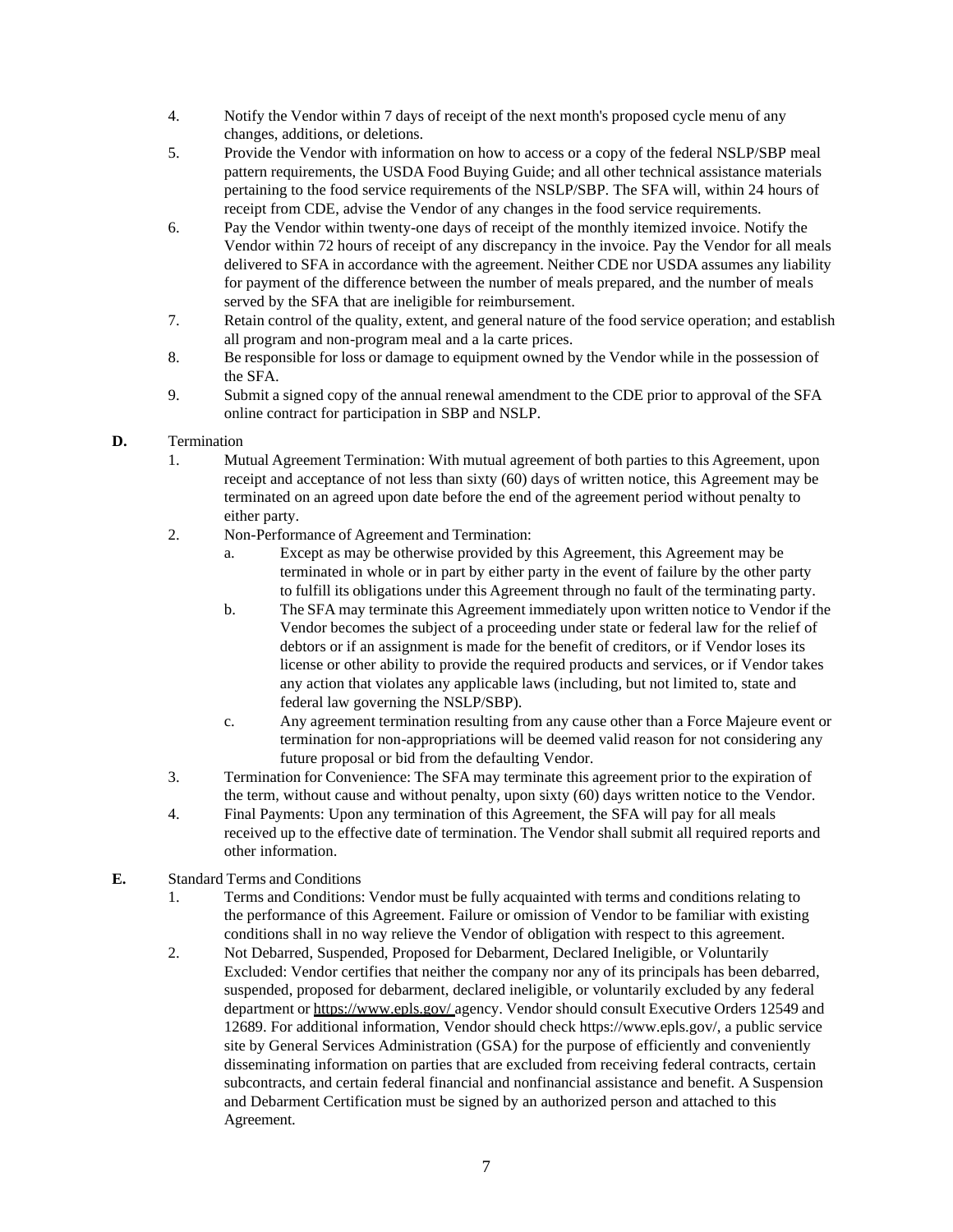4. Notify the Vendor within 7 days of receipt of the next month's proposed cycle menu of any changes, additions, or deletions.
5. Provide the Vendor with information on how to access or a copy of the federal NSLP/SBP meal pattern requirements, the USDA Food Buying Guide; and all other technical assistance materials pertaining to the food service requirements of the NSLP/SBP. The SFA will, within 24 hours of receipt from CDE, advise the Vendor of any changes in the food service requirements.
6. Pay the Vendor within twenty-one days of receipt of the monthly itemized invoice. Notify the Vendor within 72 hours of receipt of any discrepancy in the invoice. Pay the Vendor for all meals delivered to SFA in accordance with the agreement. Neither CDE nor USDA assumes any liability for payment of the difference between the number of meals prepared, and the number of meals served by the SFA that are ineligible for reimbursement.
7. Retain control of the quality, extent, and general nature of the food service operation; and establish all program and non-program meal and a la carte prices.
8. Be responsible for loss or damage to equipment owned by the Vendor while in the possession of the SFA.
9. Submit a signed copy of the annual renewal amendment to the CDE prior to approval of the SFA online contract for participation in SBP and NSLP.

**D.** Termination

1. Mutual Agreement Termination: With mutual agreement of both parties to this Agreement, upon receipt and acceptance of not less than sixty (60) days of written notice, this Agreement may be terminated on an agreed upon date before the end of the agreement period without penalty to either party.
2. Non-Performance of Agreement and Termination:
   a. Except as may be otherwise provided by this Agreement, this Agreement may be terminated in whole or in part by either party in the event of failure by the other party to fulfill its obligations under this Agreement through no fault of the terminating party.
   b. The SFA may terminate this Agreement immediately upon written notice to Vendor if the Vendor becomes the subject of a proceeding under state or federal law for the relief of debtors or if an assignment is made for the benefit of creditors, or if Vendor loses its license or other ability to provide the required products and services, or if Vendor takes any action that violates any applicable laws (including, but not limited to, state and federal law governing the NSLP/SBP).
   c. Any agreement termination resulting from any cause other than a Force Majeure event or termination for non-appropriations will be deemed valid reason for not considering any future proposal or bid from the defaulting Vendor.
3. Termination for Convenience: The SFA may terminate this agreement prior to the expiration of the term, without cause and without penalty, upon sixty (60) days written notice to the Vendor.
4. Final Payments: Upon any termination of this Agreement, the SFA will pay for all meals received up to the effective date of termination. The Vendor shall submit all required reports and other information.

**E.** Standard Terms and Conditions

1. Terms and Conditions: Vendor must be fully acquainted with terms and conditions relating to the performance of this Agreement. Failure or omission of Vendor to be familiar with existing conditions shall in no way relieve the Vendor of obligation with respect to this agreement.
2. Not Debarred, Suspended, Proposed for Debarment, Declared Ineligible, or Voluntarily Excluded: Vendor certifies that neither the company nor any of its principals has been debarred, suspended, proposed for debarment, declared ineligible, or voluntarily excluded by any federal department or https://www.epls.gov/ agency. Vendor should consult Executive Orders 12549 and 12689. For additional information, Vendor should check https://www.epls.gov/, a public service site by General Services Administration (GSA) for the purpose of efficiently and conveniently disseminating information on parties that are excluded from receiving federal contracts, certain subcontracts, and certain federal financial and nonfinancial assistance and benefit. A Suspension and Debarment Certification must be signed by an authorized person and attached to this Agreement.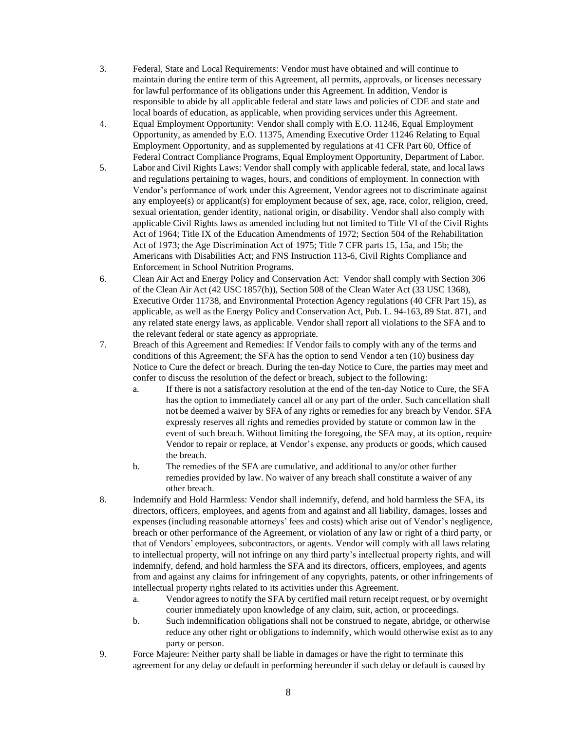3. Federal, State and Local Requirements: Vendor must have obtained and will continue to maintain during the entire term of this Agreement, all permits, approvals, or licenses necessary for lawful performance of its obligations under this Agreement. In addition, Vendor is responsible to abide by all applicable federal and state laws and policies of CDE and state and local boards of education, as applicable, when providing services under this Agreement.
4. Equal Employment Opportunity: Vendor shall comply with E.O. 11246, Equal Employment Opportunity, as amended by E.O. 11375, Amending Executive Order 11246 Relating to Equal Employment Opportunity, and as supplemented by regulations at 41 CFR Part 60, Office of Federal Contract Compliance Programs, Equal Employment Opportunity, Department of Labor.
5. Labor and Civil Rights Laws: Vendor shall comply with applicable federal, state, and local laws and regulations pertaining to wages, hours, and conditions of employment. In connection with Vendor's performance of work under this Agreement, Vendor agrees not to discriminate against any employee(s) or applicant(s) for employment because of sex, age, race, color, religion, creed, sexual orientation, gender identity, national origin, or disability. Vendor shall also comply with applicable Civil Rights laws as amended including but not limited to Title VI of the Civil Rights Act of 1964; Title IX of the Education Amendments of 1972; Section 504 of the Rehabilitation Act of 1973; the Age Discrimination Act of 1975; Title 7 CFR parts 15, 15a, and 15b; the Americans with Disabilities Act; and FNS Instruction 113-6, Civil Rights Compliance and Enforcement in School Nutrition Programs.
6. Clean Air Act and Energy Policy and Conservation Act: Vendor shall comply with Section 306 of the Clean Air Act (42 USC 1857(h)), Section 508 of the Clean Water Act (33 USC 1368), Executive Order 11738, and Environmental Protection Agency regulations (40 CFR Part 15), as applicable, as well as the Energy Policy and Conservation Act, Pub. L. 94-163, 89 Stat. 871, and any related state energy laws, as applicable. Vendor shall report all violations to the SFA and to the relevant federal or state agency as appropriate.
7. Breach of this Agreement and Remedies: If Vendor fails to comply with any of the terms and conditions of this Agreement; the SFA has the option to send Vendor a ten (10) business day Notice to Cure the defect or breach. During the ten-day Notice to Cure, the parties may meet and confer to discuss the resolution of the defect or breach, subject to the following:
   a. If there is not a satisfactory resolution at the end of the ten-day Notice to Cure, the SFA has the option to immediately cancel all or any part of the order. Such cancellation shall not be deemed a waiver by SFA of any rights or remedies for any breach by Vendor. SFA expressly reserves all rights and remedies provided by statute or common law in the event of such breach. Without limiting the foregoing, the SFA may, at its option, require Vendor to repair or replace, at Vendor's expense, any products or goods, which caused the breach.
   b. The remedies of the SFA are cumulative, and additional to any/or other further remedies provided by law. No waiver of any breach shall constitute a waiver of any other breach.
8. Indemnify and Hold Harmless: Vendor shall indemnify, defend, and hold harmless the SFA, its directors, officers, employees, and agents from and against and all liability, damages, losses and expenses (including reasonable attorneys' fees and costs) which arise out of Vendor's negligence, breach or other performance of the Agreement, or violation of any law or right of a third party, or that of Vendors' employees, subcontractors, or agents. Vendor will comply with all laws relating to intellectual property, will not infringe on any third party's intellectual property rights, and will indemnify, defend, and hold harmless the SFA and its directors, officers, employees, and agents from and against any claims for infringement of any copyrights, patents, or other infringements of intellectual property rights related to its activities under this Agreement.
   a. Vendor agrees to notify the SFA by certified mail return receipt request, or by overnight courier immediately upon knowledge of any claim, suit, action, or proceedings.
   b. Such indemnification obligations shall not be construed to negate, abridge, or otherwise reduce any other right or obligations to indemnify, which would otherwise exist as to any party or person.
9. Force Majeure: Neither party shall be liable in damages or have the right to terminate this agreement for any delay or default in performing hereunder if such delay or default is caused by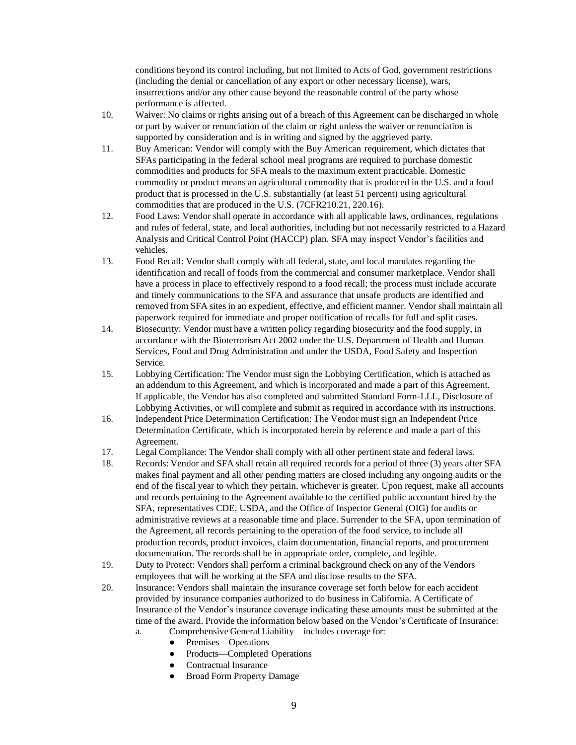conditions beyond its control including, but not limited to Acts of God, government restrictions (including the denial or cancellation of any export or other necessary license), wars, insurrections and/or any other cause beyond the reasonable control of the party whose performance is affected.

10. Waiver: No claims or rights arising out of a breach of this Agreement can be discharged in whole or part by waiver or renunciation of the claim or right unless the waiver or renunciation is supported by consideration and is in writing and signed by the aggrieved party.
11. Buy American: Vendor will comply with the Buy American requirement, which dictates that SFAs participating in the federal school meal programs are required to purchase domestic commodities and products for SFA meals to the maximum extent practicable. Domestic commodity or product means an agricultural commodity that is produced in the U.S. and a food product that is processed in the U.S. substantially (at least 51 percent) using agricultural commodities that are produced in the U.S. (7CFR210.21, 220.16).
12. Food Laws: Vendor shall operate in accordance with all applicable laws, ordinances, regulations and rules of federal, state, and local authorities, including but not necessarily restricted to a Hazard Analysis and Critical Control Point (HACCP) plan. SFA may inspect Vendor's facilities and vehicles.
13. Food Recall: Vendor shall comply with all federal, state, and local mandates regarding the identification and recall of foods from the commercial and consumer marketplace. Vendor shall have a process in place to effectively respond to a food recall; the process must include accurate and timely communications to the SFA and assurance that unsafe products are identified and removed from SFA sites in an expedient, effective, and efficient manner. Vendor shall maintain all paperwork required for immediate and proper notification of recalls for full and split cases.
14. Biosecurity: Vendor must have a written policy regarding biosecurity and the food supply, in accordance with the Bioterrorism Act 2002 under the U.S. Department of Health and Human Services, Food and Drug Administration and under the USDA, Food Safety and Inspection Service.
15. Lobbying Certification: The Vendor must sign the Lobbying Certification, which is attached as an addendum to this Agreement, and which is incorporated and made a part of this Agreement. If applicable, the Vendor has also completed and submitted Standard Form-LLL, Disclosure of Lobbying Activities, or will complete and submit as required in accordance with its instructions.
16. Independent Price Determination Certification: The Vendor must sign an Independent Price Determination Certificate, which is incorporated herein by reference and made a part of this Agreement.
17. Legal Compliance: The Vendor shall comply with all other pertinent state and federal laws.
18. Records: Vendor and SFA shall retain all required records for a period of three (3) years after SFA makes final payment and all other pending matters are closed including any ongoing audits or the end of the fiscal year to which they pertain, whichever is greater. Upon request, make all accounts and records pertaining to the Agreement available to the certified public accountant hired by the SFA, representatives CDE, USDA, and the Office of Inspector General (OIG) for audits or administrative reviews at a reasonable time and place. Surrender to the SFA, upon termination of the Agreement, all records pertaining to the operation of the food service, to include all production records, product invoices, claim documentation, financial reports, and procurement documentation. The records shall be in appropriate order, complete, and legible.
19. Duty to Protect: Vendors shall perform a criminal background check on any of the Vendors employees that will be working at the SFA and disclose results to the SFA.
20. Insurance: Vendors shall maintain the insurance coverage set forth below for each accident provided by insurance companies authorized to do business in California. A Certificate of Insurance of the Vendor's insurance coverage indicating these amounts must be submitted at the time of the award. Provide the information below based on the Vendor's Certificate of Insurance:
    a. Comprehensive General Liability—includes coverage for:
        - Premises—Operations
        - Products—Completed Operations
        - Contractual Insurance
        - Broad Form Property Damage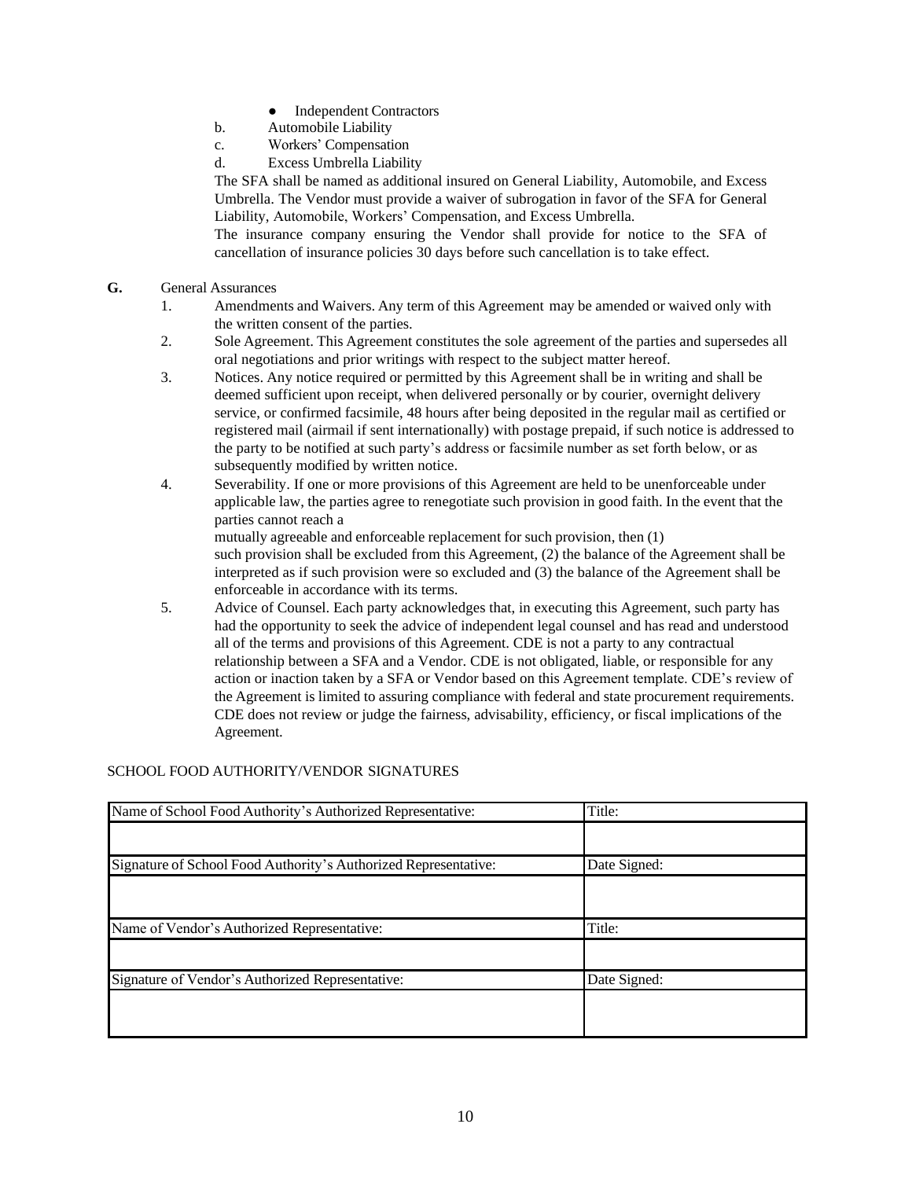- Independent Contractors

b. Automobile Liability

c. Workers' Compensation

d. Excess Umbrella Liability

The SFA shall be named as additional insured on General Liability, Automobile, and Excess Umbrella. The Vendor must provide a waiver of subrogation in favor of the SFA for General Liability, Automobile, Workers' Compensation, and Excess Umbrella.

The insurance company ensuring the Vendor shall provide for notice to the SFA of cancellation of insurance policies 30 days before such cancellation is to take effect.

**G.** General Assurances

1. Amendments and Waivers. Any term of this Agreement may be amended or waived only with the written consent of the parties.
2. Sole Agreement. This Agreement constitutes the sole agreement of the parties and supersedes all oral negotiations and prior writings with respect to the subject matter hereof.
3. Notices. Any notice required or permitted by this Agreement shall be in writing and shall be deemed sufficient upon receipt, when delivered personally or by courier, overnight delivery service, or confirmed facsimile, 48 hours after being deposited in the regular mail as certified or registered mail (airmail if sent internationally) with postage prepaid, if such notice is addressed to the party to be notified at such party's address or facsimile number as set forth below, or as subsequently modified by written notice.
4. Severability. If one or more provisions of this Agreement are held to be unenforceable under applicable law, the parties agree to renegotiate such provision in good faith. In the event that the parties cannot reach a mutually agreeable and enforceable replacement for such provision, then (1) such provision shall be excluded from this Agreement, (2) the balance of the Agreement shall be interpreted as if such provision were so excluded and (3) the balance of the Agreement shall be enforceable in accordance with its terms.
5. Advice of Counsel. Each party acknowledges that, in executing this Agreement, such party has had the opportunity to seek the advice of independent legal counsel and has read and understood all of the terms and provisions of this Agreement. CDE is not a party to any contractual relationship between a SFA and a Vendor. CDE is not obligated, liable, or responsible for any action or inaction taken by a SFA or Vendor based on this Agreement template. CDE's review of the Agreement is limited to assuring compliance with federal and state procurement requirements. CDE does not review or judge the fairness, advisability, efficiency, or fiscal implications of the Agreement.

SCHOOL FOOD AUTHORITY/VENDOR SIGNATURES

| Name of School Food Authority's Authorized Representative: | Title: |
|---|---|
| | |
| Signature of School Food Authority's Authorized Representative: | Date Signed: |
| | |
| Name of Vendor's Authorized Representative: | Title: |
| | |
| Signature of Vendor's Authorized Representative: | Date Signed: |
| | |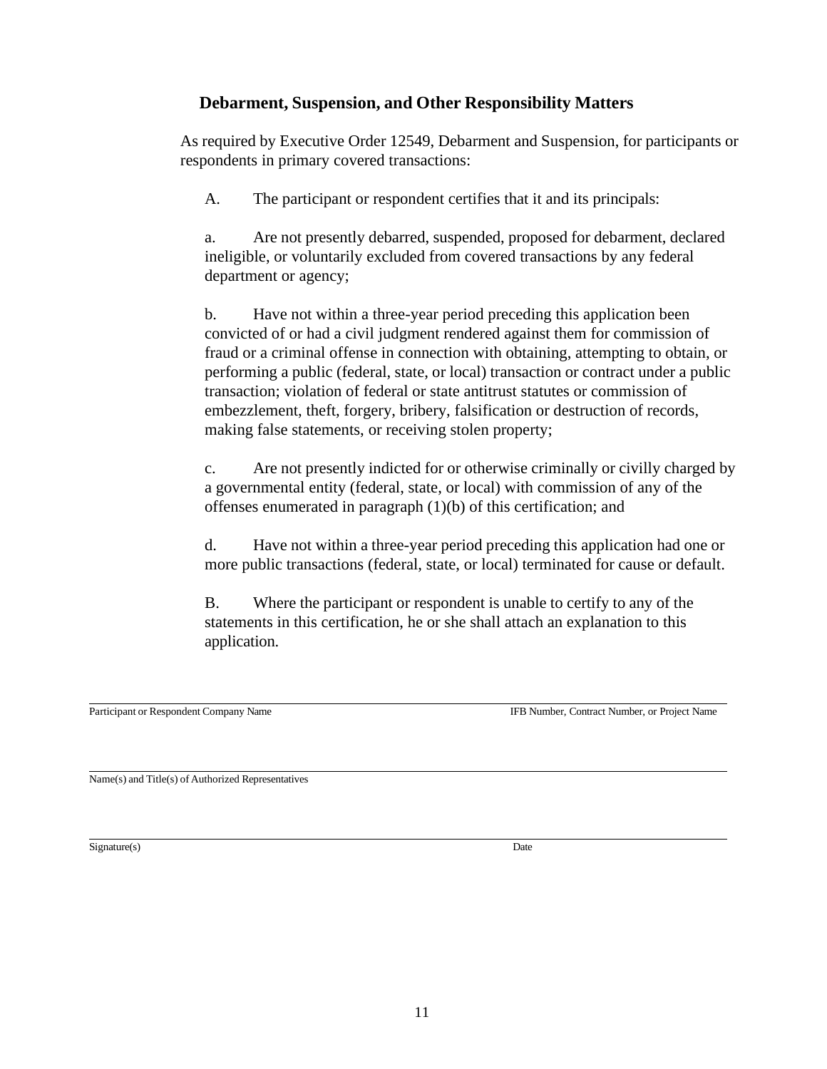## Debarment, Suspension, and Other Responsibility Matters

As required by Executive Order 12549, Debarment and Suspension, for participants or respondents in primary covered transactions:

A. The participant or respondent certifies that it and its principals:

a. Are not presently debarred, suspended, proposed for debarment, declared ineligible, or voluntarily excluded from covered transactions by any federal department or agency;

b. Have not within a three-year period preceding this application been convicted of or had a civil judgment rendered against them for commission of fraud or a criminal offense in connection with obtaining, attempting to obtain, or performing a public (federal, state, or local) transaction or contract under a public transaction; violation of federal or state antitrust statutes or commission of embezzlement, theft, forgery, bribery, falsification or destruction of records, making false statements, or receiving stolen property;

c. Are not presently indicted for or otherwise criminally or civilly charged by a governmental entity (federal, state, or local) with commission of any of the offenses enumerated in paragraph (1)(b) of this certification; and

d. Have not within a three-year period preceding this application had one or more public transactions (federal, state, or local) terminated for cause or default.

B. Where the participant or respondent is unable to certify to any of the statements in this certification, he or she shall attach an explanation to this application.

\_\_\_\_\_\_\_\_\_\_\_\_\_\_\_\_\_\_\_\_\_\_\_\_\_\_\_\_\_\_\_\_\_\_\_\_\_\_\_\_\_\_\_\_\_\_\_\_\_\_\_\_\_\_\_\_\_\_\_\_\_\_\_\_\_\_\_\_\_\_\_\_\_\_\_\_\_\_

Participant or Respondent Company Name — IFB Number, Contract Number, or Project Name

\_\_\_\_\_\_\_\_\_\_\_\_\_\_\_\_\_\_\_\_\_\_\_\_\_\_\_\_\_\_\_\_\_\_\_\_\_\_\_\_\_\_\_\_\_\_\_\_\_\_\_\_\_\_\_\_\_\_\_\_\_\_\_\_\_\_\_\_\_\_\_\_\_\_\_\_\_\_

Name(s) and Title(s) of Authorized Representatives

\_\_\_\_\_\_\_\_\_\_\_\_\_\_\_\_\_\_\_\_\_\_\_\_\_\_\_\_\_\_\_\_\_\_\_\_\_\_\_\_\_\_\_\_\_\_\_\_\_\_\_\_\_\_\_\_\_\_\_\_\_\_\_\_\_\_\_\_\_\_\_\_\_\_\_\_\_\_

Signature(s) — Date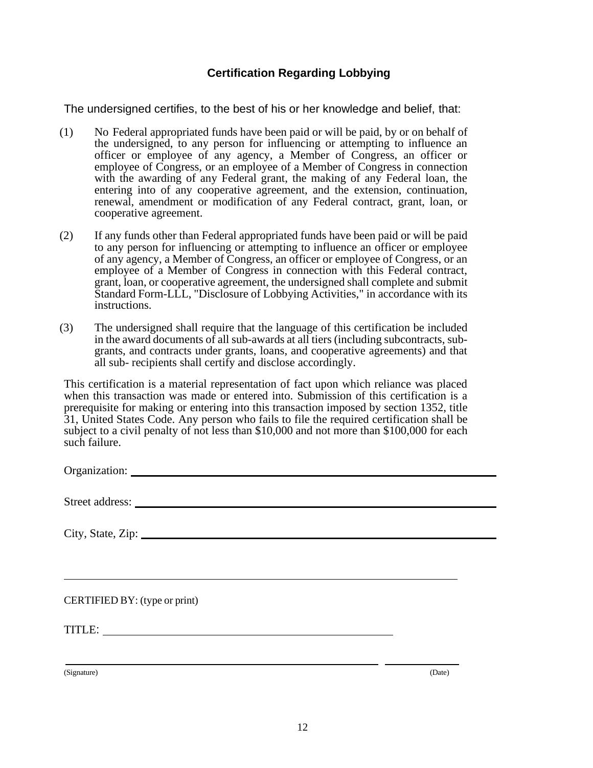## Certification Regarding Lobbying

The undersigned certifies, to the best of his or her knowledge and belief, that:

(1) No Federal appropriated funds have been paid or will be paid, by or on behalf of the undersigned, to any person for influencing or attempting to influence an officer or employee of any agency, a Member of Congress, an officer or employee of Congress, or an employee of a Member of Congress in connection with the awarding of any Federal grant, the making of any Federal loan, the entering into of any cooperative agreement, and the extension, continuation, renewal, amendment or modification of any Federal contract, grant, loan, or cooperative agreement.

(2) If any funds other than Federal appropriated funds have been paid or will be paid to any person for influencing or attempting to influence an officer or employee of any agency, a Member of Congress, an officer or employee of Congress, or an employee of a Member of Congress in connection with this Federal contract, grant, loan, or cooperative agreement, the undersigned shall complete and submit Standard Form-LLL, "Disclosure of Lobbying Activities," in accordance with its instructions.

(3) The undersigned shall require that the language of this certification be included in the award documents of all sub-awards at all tiers (including subcontracts, sub-grants, and contracts under grants, loans, and cooperative agreements) and that all sub- recipients shall certify and disclose accordingly.

This certification is a material representation of fact upon which reliance was placed when this transaction was made or entered into. Submission of this certification is a prerequisite for making or entering into this transaction imposed by section 1352, title 31, United States Code. Any person who fails to file the required certification shall be subject to a civil penalty of not less than $10,000 and not more than $100,000 for each such failure.

Organization: ______________________________________________

Street address: ______________________________________________

City, State, Zip: ______________________________________________

______________________________________________

CERTIFIED BY: (type or print)

TITLE: ______________________________________________

______________________________________________ ______________

(Signature) (Date)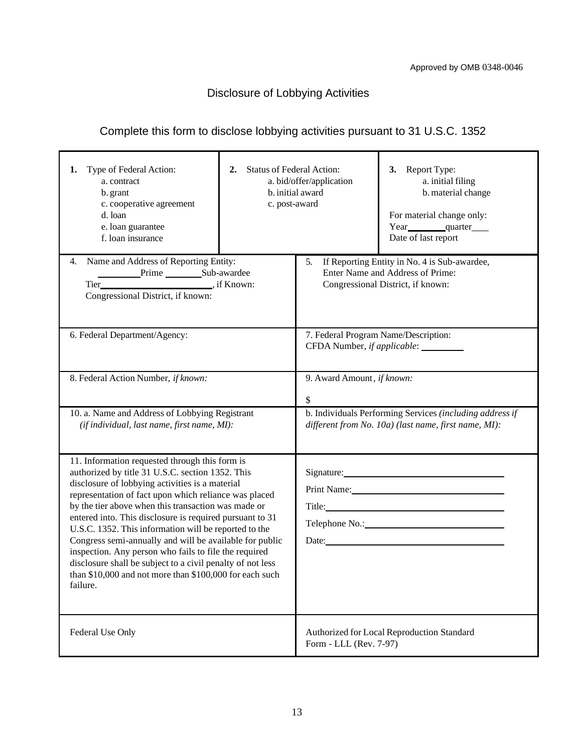Approved by OMB 0348-0046

# Disclosure of Lobbying Activities

## Complete this form to disclose lobbying activities pursuant to 31 U.S.C. 1352

| **1.** Type of Federal Action:<br>a. contract<br>b. grant<br>c. cooperative agreement<br>d. loan<br>e. loan guarantee<br>f. loan insurance | **2.** Status of Federal Action:<br>a. bid/offer/application<br>b. initial award<br>c. post-award | **3.** Report Type:<br>a. initial filing<br>b. material change<br><br>For material change only:<br>Year________quarter____<br>Date of last report |
|---|---|---|

| | |
|---|---|
| 4. Name and Address of Reporting Entity:<br>________Prime ________Sub-awardee<br>Tier______________________, if Known:<br>Congressional District, if known: | 5. If Reporting Entity in No. 4 is Sub-awardee, Enter Name and Address of Prime:<br>Congressional District, if known: |
| 6. Federal Department/Agency: | 7. Federal Program Name/Description:<br>CFDA Number, *if applicable*: ________ |
| 8. Federal Action Number, *if known:* | 9. Award Amount, *if known:*<br><br>$ |
| 10. a. Name and Address of Lobbying Registrant *(if individual, last name, first name, MI):* | b. Individuals Performing Services *(including address if different from No. 10a) (last name, first name, MI):* |
| 11. Information requested through this form is authorized by title 31 U.S.C. section 1352. This disclosure of lobbying activities is a material representation of fact upon which reliance was placed by the tier above when this transaction was made or entered into. This disclosure is required pursuant to 31 U.S.C. 1352. This information will be reported to the Congress semi-annually and will be available for public inspection. Any person who fails to file the required disclosure shall be subject to a civil penalty of not less than $10,000 and not more than $100,000 for each such failure. | Signature:______________________<br>Print Name:______________________<br>Title:______________________<br>Telephone No.:______________________<br>Date:______________________ |
| Federal Use Only | Authorized for Local Reproduction Standard Form - LLL (Rev. 7-97) |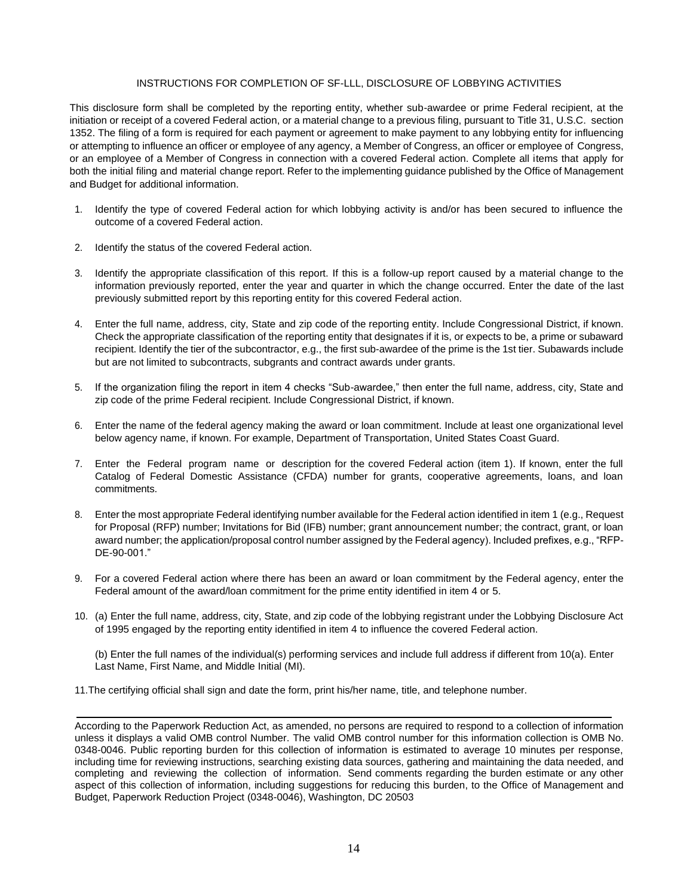## INSTRUCTIONS FOR COMPLETION OF SF-LLL, DISCLOSURE OF LOBBYING ACTIVITIES

This disclosure form shall be completed by the reporting entity, whether sub-awardee or prime Federal recipient, at the initiation or receipt of a covered Federal action, or a material change to a previous filing, pursuant to Title 31, U.S.C. section 1352. The filing of a form is required for each payment or agreement to make payment to any lobbying entity for influencing or attempting to influence an officer or employee of any agency, a Member of Congress, an officer or employee of Congress, or an employee of a Member of Congress in connection with a covered Federal action. Complete all items that apply for both the initial filing and material change report. Refer to the implementing guidance published by the Office of Management and Budget for additional information.

1. Identify the type of covered Federal action for which lobbying activity is and/or has been secured to influence the outcome of a covered Federal action.

2. Identify the status of the covered Federal action.

3. Identify the appropriate classification of this report. If this is a follow-up report caused by a material change to the information previously reported, enter the year and quarter in which the change occurred. Enter the date of the last previously submitted report by this reporting entity for this covered Federal action.

4. Enter the full name, address, city, State and zip code of the reporting entity. Include Congressional District, if known. Check the appropriate classification of the reporting entity that designates if it is, or expects to be, a prime or subaward recipient. Identify the tier of the subcontractor, e.g., the first sub-awardee of the prime is the 1st tier. Subawards include but are not limited to subcontracts, subgrants and contract awards under grants.

5. If the organization filing the report in item 4 checks "Sub-awardee," then enter the full name, address, city, State and zip code of the prime Federal recipient. Include Congressional District, if known.

6. Enter the name of the federal agency making the award or loan commitment. Include at least one organizational level below agency name, if known. For example, Department of Transportation, United States Coast Guard.

7. Enter the Federal program name or description for the covered Federal action (item 1). If known, enter the full Catalog of Federal Domestic Assistance (CFDA) number for grants, cooperative agreements, loans, and loan commitments.

8. Enter the most appropriate Federal identifying number available for the Federal action identified in item 1 (e.g., Request for Proposal (RFP) number; Invitations for Bid (IFB) number; grant announcement number; the contract, grant, or loan award number; the application/proposal control number assigned by the Federal agency). Included prefixes, e.g., "RFP-DE-90-001."

9. For a covered Federal action where there has been an award or loan commitment by the Federal agency, enter the Federal amount of the award/loan commitment for the prime entity identified in item 4 or 5.

10. (a) Enter the full name, address, city, State, and zip code of the lobbying registrant under the Lobbying Disclosure Act of 1995 engaged by the reporting entity identified in item 4 to influence the covered Federal action.

    (b) Enter the full names of the individual(s) performing services and include full address if different from 10(a). Enter Last Name, First Name, and Middle Initial (MI).

11. The certifying official shall sign and date the form, print his/her name, title, and telephone number.

---

According to the Paperwork Reduction Act, as amended, no persons are required to respond to a collection of information unless it displays a valid OMB control Number. The valid OMB control number for this information collection is OMB No. 0348-0046. Public reporting burden for this collection of information is estimated to average 10 minutes per response, including time for reviewing instructions, searching existing data sources, gathering and maintaining the data needed, and completing and reviewing the collection of information. Send comments regarding the burden estimate or any other aspect of this collection of information, including suggestions for reducing this burden, to the Office of Management and Budget, Paperwork Reduction Project (0348-0046), Washington, DC 20503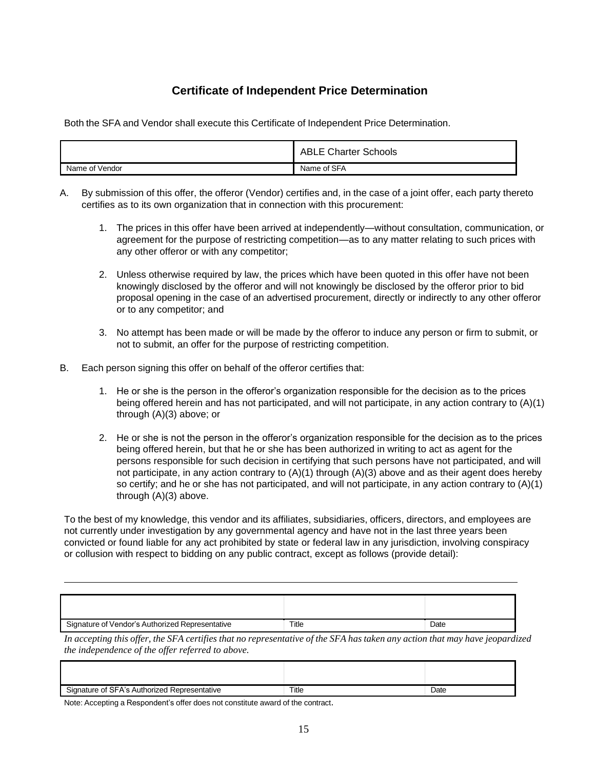## Certificate of Independent Price Determination

Both the SFA and Vendor shall execute this Certificate of Independent Price Determination.

| | |
|---|---|
| | ABLE Charter Schools |
| Name of Vendor | Name of SFA |

A. By submission of this offer, the offeror (Vendor) certifies and, in the case of a joint offer, each party thereto certifies as to its own organization that in connection with this procurement:

1. The prices in this offer have been arrived at independently—without consultation, communication, or agreement for the purpose of restricting competition—as to any matter relating to such prices with any other offeror or with any competitor;

2. Unless otherwise required by law, the prices which have been quoted in this offer have not been knowingly disclosed by the offeror and will not knowingly be disclosed by the offeror prior to bid proposal opening in the case of an advertised procurement, directly or indirectly to any other offeror or to any competitor; and

3. No attempt has been made or will be made by the offeror to induce any person or firm to submit, or not to submit, an offer for the purpose of restricting competition.

B. Each person signing this offer on behalf of the offeror certifies that:

1. He or she is the person in the offeror's organization responsible for the decision as to the prices being offered herein and has not participated, and will not participate, in any action contrary to (A)(1) through (A)(3) above; or

2. He or she is not the person in the offeror's organization responsible for the decision as to the prices being offered herein, but that he or she has been authorized in writing to act as agent for the persons responsible for such decision in certifying that such persons have not participated, and will not participate, in any action contrary to (A)(1) through (A)(3) above and as their agent does hereby so certify; and he or she has not participated, and will not participate, in any action contrary to (A)(1) through (A)(3) above.

To the best of my knowledge, this vendor and its affiliates, subsidiaries, officers, directors, and employees are not currently under investigation by any governmental agency and have not in the last three years been convicted or found liable for any act prohibited by state or federal law in any jurisdiction, involving conspiracy or collusion with respect to bidding on any public contract, except as follows (provide detail):

---

| | | |
|---|---|---|
| | | |
| Signature of Vendor's Authorized Representative | Title | Date |

*In accepting this offer, the SFA certifies that no representative of the SFA has taken any action that may have jeopardized the independence of the offer referred to above.*

| | | |
|---|---|---|
| | | |
| Signature of SFA's Authorized Representative | Title | Date |

Note: Accepting a Respondent's offer does not constitute award of the contract.